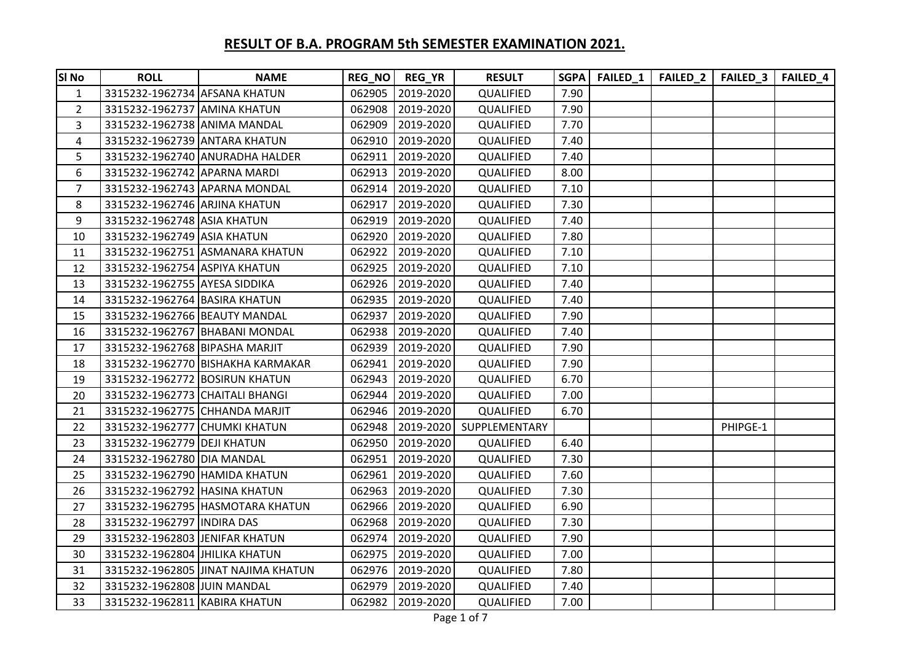## RESULT OF B.A. PROGRAM 5th SEMESTER EXAMINATION 2021.

| Sl No | ROLL | NAME | REG_NO | REG_YR | RESULT | SGPA | FAILED_1 | FAILED_2 | FAILED_3 | FAILED_4 |
|---|---|---|---|---|---|---|---|---|---|---|
| 1 | 3315232-1962734 | AFSANA KHATUN | 062905 | 2019-2020 | QUALIFIED | 7.90 | | | | |
| 2 | 3315232-1962737 | AMINA KHATUN | 062908 | 2019-2020 | QUALIFIED | 7.90 | | | | |
| 3 | 3315232-1962738 | ANIMA MANDAL | 062909 | 2019-2020 | QUALIFIED | 7.70 | | | | |
| 4 | 3315232-1962739 | ANTARA KHATUN | 062910 | 2019-2020 | QUALIFIED | 7.40 | | | | |
| 5 | 3315232-1962740 | ANURADHA HALDER | 062911 | 2019-2020 | QUALIFIED | 7.40 | | | | |
| 6 | 3315232-1962742 | APARNA MARDI | 062913 | 2019-2020 | QUALIFIED | 8.00 | | | | |
| 7 | 3315232-1962743 | APARNA MONDAL | 062914 | 2019-2020 | QUALIFIED | 7.10 | | | | |
| 8 | 3315232-1962746 | ARJINA KHATUN | 062917 | 2019-2020 | QUALIFIED | 7.30 | | | | |
| 9 | 3315232-1962748 | ASIA KHATUN | 062919 | 2019-2020 | QUALIFIED | 7.40 | | | | |
| 10 | 3315232-1962749 | ASIA KHATUN | 062920 | 2019-2020 | QUALIFIED | 7.80 | | | | |
| 11 | 3315232-1962751 | ASMANARA KHATUN | 062922 | 2019-2020 | QUALIFIED | 7.10 | | | | |
| 12 | 3315232-1962754 | ASPIYA KHATUN | 062925 | 2019-2020 | QUALIFIED | 7.10 | | | | |
| 13 | 3315232-1962755 | AYESA SIDDIKA | 062926 | 2019-2020 | QUALIFIED | 7.40 | | | | |
| 14 | 3315232-1962764 | BASIRA KHATUN | 062935 | 2019-2020 | QUALIFIED | 7.40 | | | | |
| 15 | 3315232-1962766 | BEAUTY MANDAL | 062937 | 2019-2020 | QUALIFIED | 7.90 | | | | |
| 16 | 3315232-1962767 | BHABANI MONDAL | 062938 | 2019-2020 | QUALIFIED | 7.40 | | | | |
| 17 | 3315232-1962768 | BIPASHA MARJIT | 062939 | 2019-2020 | QUALIFIED | 7.90 | | | | |
| 18 | 3315232-1962770 | BISHAKHA KARMAKAR | 062941 | 2019-2020 | QUALIFIED | 7.90 | | | | |
| 19 | 3315232-1962772 | BOSIRUN KHATUN | 062943 | 2019-2020 | QUALIFIED | 6.70 | | | | |
| 20 | 3315232-1962773 | CHAITALI BHANGI | 062944 | 2019-2020 | QUALIFIED | 7.00 | | | | |
| 21 | 3315232-1962775 | CHHANDA MARJIT | 062946 | 2019-2020 | QUALIFIED | 6.70 | | | | |
| 22 | 3315232-1962777 | CHUMKI KHATUN | 062948 | 2019-2020 | SUPPLEMENTARY | | | | PHIPGE-1 | |
| 23 | 3315232-1962779 | DEJI KHATUN | 062950 | 2019-2020 | QUALIFIED | 6.40 | | | | |
| 24 | 3315232-1962780 | DIA MANDAL | 062951 | 2019-2020 | QUALIFIED | 7.30 | | | | |
| 25 | 3315232-1962790 | HAMIDA KHATUN | 062961 | 2019-2020 | QUALIFIED | 7.60 | | | | |
| 26 | 3315232-1962792 | HASINA KHATUN | 062963 | 2019-2020 | QUALIFIED | 7.30 | | | | |
| 27 | 3315232-1962795 | HASMOTARA KHATUN | 062966 | 2019-2020 | QUALIFIED | 6.90 | | | | |
| 28 | 3315232-1962797 | INDIRA DAS | 062968 | 2019-2020 | QUALIFIED | 7.30 | | | | |
| 29 | 3315232-1962803 | JENIFAR KHATUN | 062974 | 2019-2020 | QUALIFIED | 7.90 | | | | |
| 30 | 3315232-1962804 | JHILIKA KHATUN | 062975 | 2019-2020 | QUALIFIED | 7.00 | | | | |
| 31 | 3315232-1962805 | JINAT NAJIMA KHATUN | 062976 | 2019-2020 | QUALIFIED | 7.80 | | | | |
| 32 | 3315232-1962808 | JUIN MANDAL | 062979 | 2019-2020 | QUALIFIED | 7.40 | | | | |
| 33 | 3315232-1962811 | KABIRA KHATUN | 062982 | 2019-2020 | QUALIFIED | 7.00 | | | | |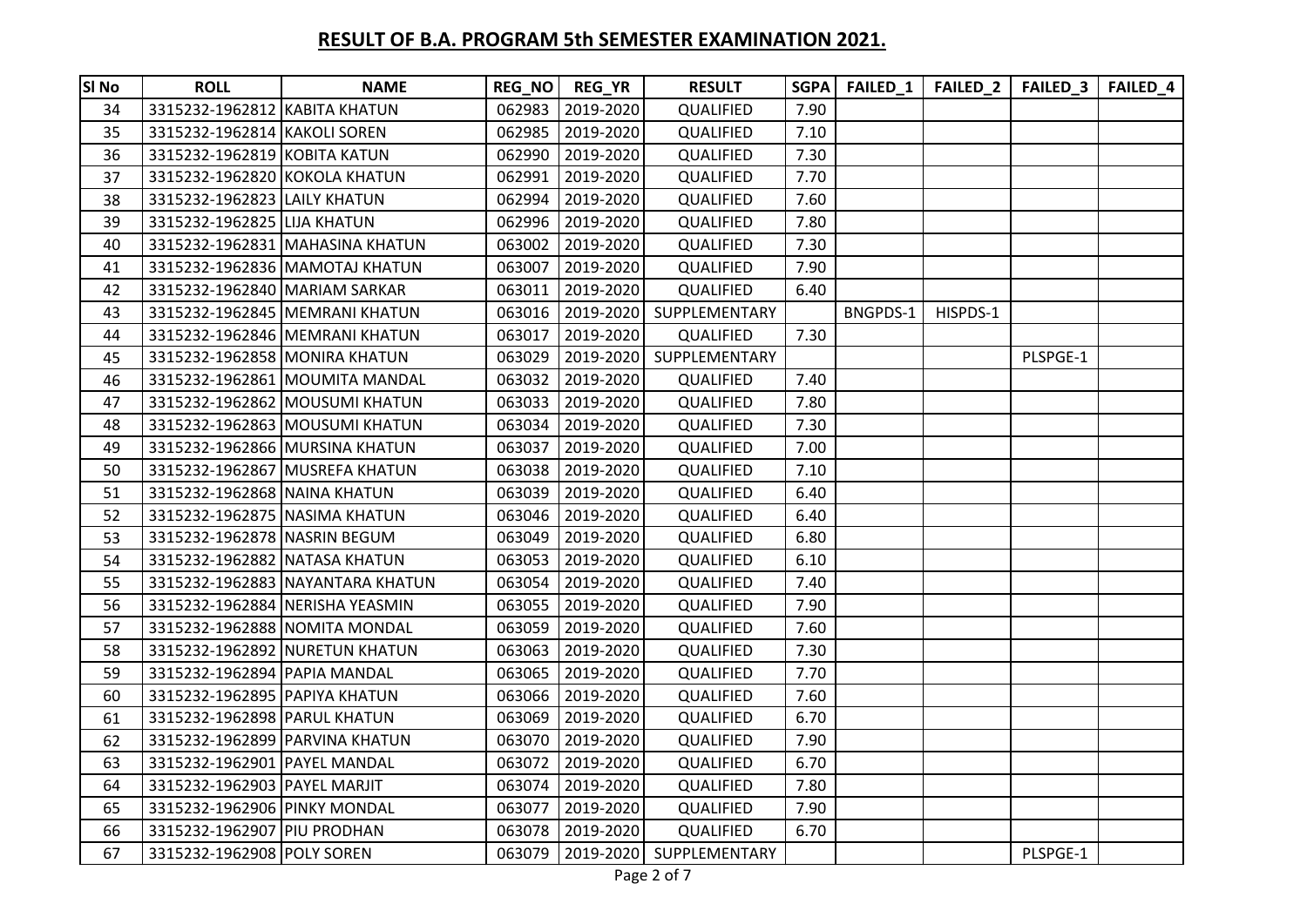## RESULT OF B.A. PROGRAM 5th SEMESTER EXAMINATION 2021.

| Sl No | ROLL | NAME | REG_NO | REG_YR | RESULT | SGPA | FAILED_1 | FAILED_2 | FAILED_3 | FAILED_4 |
|---|---|---|---|---|---|---|---|---|---|---|
| 34 | 3315232-1962812 | KABITA KHATUN | 062983 | 2019-2020 | QUALIFIED | 7.90 | | | | |
| 35 | 3315232-1962814 | KAKOLI SOREN | 062985 | 2019-2020 | QUALIFIED | 7.10 | | | | |
| 36 | 3315232-1962819 | KOBITA KATUN | 062990 | 2019-2020 | QUALIFIED | 7.30 | | | | |
| 37 | 3315232-1962820 | KOKOLA KHATUN | 062991 | 2019-2020 | QUALIFIED | 7.70 | | | | |
| 38 | 3315232-1962823 | LAILY KHATUN | 062994 | 2019-2020 | QUALIFIED | 7.60 | | | | |
| 39 | 3315232-1962825 | LIJA KHATUN | 062996 | 2019-2020 | QUALIFIED | 7.80 | | | | |
| 40 | 3315232-1962831 | MAHASINA KHATUN | 063002 | 2019-2020 | QUALIFIED | 7.30 | | | | |
| 41 | 3315232-1962836 | MAMOTAJ KHATUN | 063007 | 2019-2020 | QUALIFIED | 7.90 | | | | |
| 42 | 3315232-1962840 | MARIAM SARKAR | 063011 | 2019-2020 | QUALIFIED | 6.40 | | | | |
| 43 | 3315232-1962845 | MEMRANI KHATUN | 063016 | 2019-2020 | SUPPLEMENTARY | | BNGPDS-1 | HISPDS-1 | | |
| 44 | 3315232-1962846 | MEMRANI KHATUN | 063017 | 2019-2020 | QUALIFIED | 7.30 | | | | |
| 45 | 3315232-1962858 | MONIRA KHATUN | 063029 | 2019-2020 | SUPPLEMENTARY | | | | PLSPGE-1 | |
| 46 | 3315232-1962861 | MOUMITA MANDAL | 063032 | 2019-2020 | QUALIFIED | 7.40 | | | | |
| 47 | 3315232-1962862 | MOUSUMI KHATUN | 063033 | 2019-2020 | QUALIFIED | 7.80 | | | | |
| 48 | 3315232-1962863 | MOUSUMI KHATUN | 063034 | 2019-2020 | QUALIFIED | 7.30 | | | | |
| 49 | 3315232-1962866 | MURSINA KHATUN | 063037 | 2019-2020 | QUALIFIED | 7.00 | | | | |
| 50 | 3315232-1962867 | MUSREFA KHATUN | 063038 | 2019-2020 | QUALIFIED | 7.10 | | | | |
| 51 | 3315232-1962868 | NAINA KHATUN | 063039 | 2019-2020 | QUALIFIED | 6.40 | | | | |
| 52 | 3315232-1962875 | NASIMA KHATUN | 063046 | 2019-2020 | QUALIFIED | 6.40 | | | | |
| 53 | 3315232-1962878 | NASRIN BEGUM | 063049 | 2019-2020 | QUALIFIED | 6.80 | | | | |
| 54 | 3315232-1962882 | NATASA KHATUN | 063053 | 2019-2020 | QUALIFIED | 6.10 | | | | |
| 55 | 3315232-1962883 | NAYANTARA KHATUN | 063054 | 2019-2020 | QUALIFIED | 7.40 | | | | |
| 56 | 3315232-1962884 | NERISHA YEASMIN | 063055 | 2019-2020 | QUALIFIED | 7.90 | | | | |
| 57 | 3315232-1962888 | NOMITA MONDAL | 063059 | 2019-2020 | QUALIFIED | 7.60 | | | | |
| 58 | 3315232-1962892 | NURETUN KHATUN | 063063 | 2019-2020 | QUALIFIED | 7.30 | | | | |
| 59 | 3315232-1962894 | PAPIA MANDAL | 063065 | 2019-2020 | QUALIFIED | 7.70 | | | | |
| 60 | 3315232-1962895 | PAPIYA KHATUN | 063066 | 2019-2020 | QUALIFIED | 7.60 | | | | |
| 61 | 3315232-1962898 | PARUL KHATUN | 063069 | 2019-2020 | QUALIFIED | 6.70 | | | | |
| 62 | 3315232-1962899 | PARVINA KHATUN | 063070 | 2019-2020 | QUALIFIED | 7.90 | | | | |
| 63 | 3315232-1962901 | PAYEL MANDAL | 063072 | 2019-2020 | QUALIFIED | 6.70 | | | | |
| 64 | 3315232-1962903 | PAYEL MARJIT | 063074 | 2019-2020 | QUALIFIED | 7.80 | | | | |
| 65 | 3315232-1962906 | PINKY MONDAL | 063077 | 2019-2020 | QUALIFIED | 7.90 | | | | |
| 66 | 3315232-1962907 | PIU PRODHAN | 063078 | 2019-2020 | QUALIFIED | 6.70 | | | | |
| 67 | 3315232-1962908 | POLY SOREN | 063079 | 2019-2020 | SUPPLEMENTARY | | | | PLSPGE-1 | |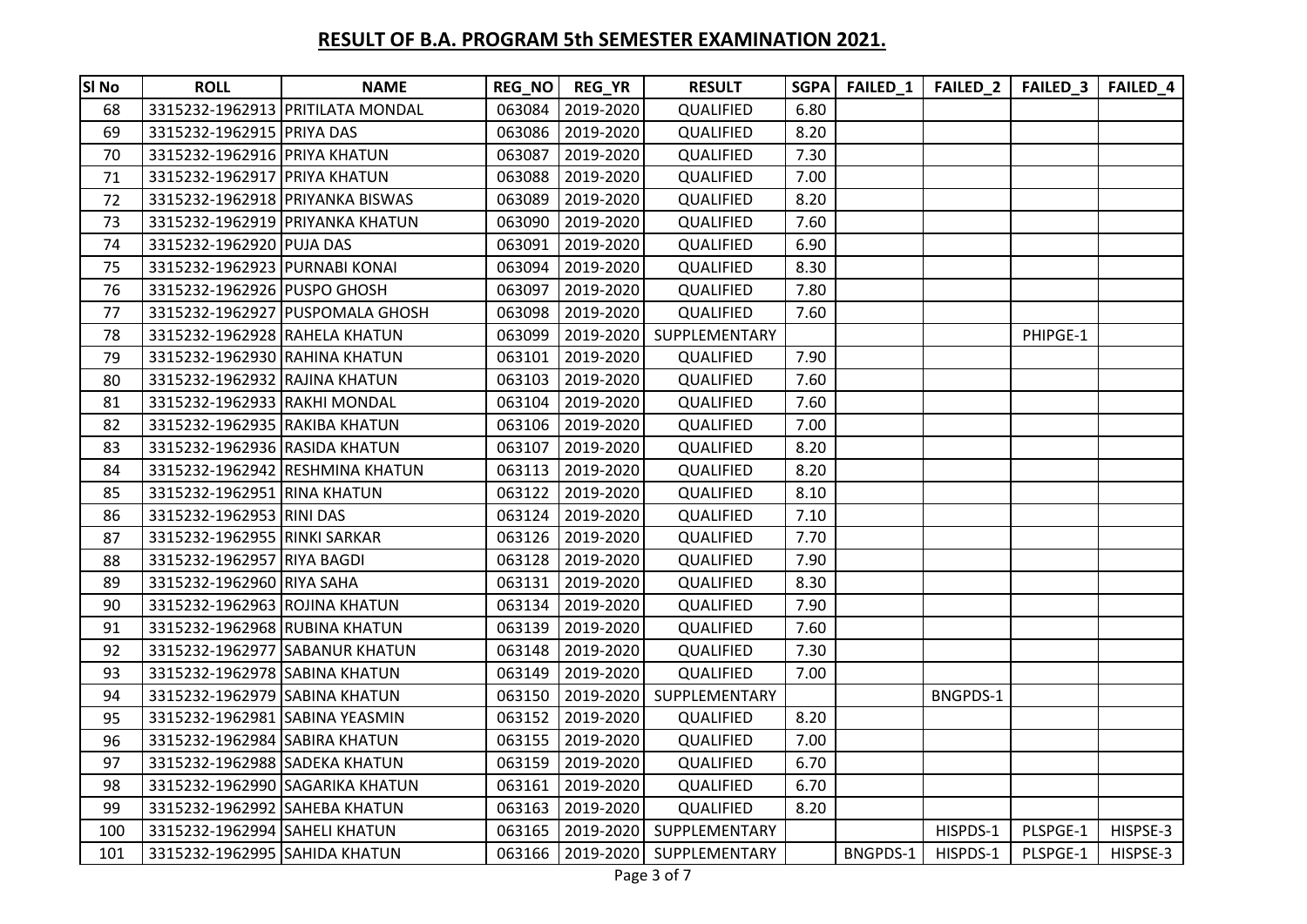## RESULT OF B.A. PROGRAM 5th SEMESTER EXAMINATION 2021.

| Sl No | ROLL | NAME | REG_NO | REG_YR | RESULT | SGPA | FAILED_1 | FAILED_2 | FAILED_3 | FAILED_4 |
|---|---|---|---|---|---|---|---|---|---|---|
| 68 | 3315232-1962913 | PRITILATA MONDAL | 063084 | 2019-2020 | QUALIFIED | 6.80 | | | | |
| 69 | 3315232-1962915 | PRIYA DAS | 063086 | 2019-2020 | QUALIFIED | 8.20 | | | | |
| 70 | 3315232-1962916 | PRIYA KHATUN | 063087 | 2019-2020 | QUALIFIED | 7.30 | | | | |
| 71 | 3315232-1962917 | PRIYA KHATUN | 063088 | 2019-2020 | QUALIFIED | 7.00 | | | | |
| 72 | 3315232-1962918 | PRIYANKA BISWAS | 063089 | 2019-2020 | QUALIFIED | 8.20 | | | | |
| 73 | 3315232-1962919 | PRIYANKA KHATUN | 063090 | 2019-2020 | QUALIFIED | 7.60 | | | | |
| 74 | 3315232-1962920 | PUJA DAS | 063091 | 2019-2020 | QUALIFIED | 6.90 | | | | |
| 75 | 3315232-1962923 | PURNABI KONAI | 063094 | 2019-2020 | QUALIFIED | 8.30 | | | | |
| 76 | 3315232-1962926 | PUSPO GHOSH | 063097 | 2019-2020 | QUALIFIED | 7.80 | | | | |
| 77 | 3315232-1962927 | PUSPOMALA GHOSH | 063098 | 2019-2020 | QUALIFIED | 7.60 | | | | |
| 78 | 3315232-1962928 | RAHELA KHATUN | 063099 | 2019-2020 | SUPPLEMENTARY | | | | PHIPGE-1 | |
| 79 | 3315232-1962930 | RAHINA KHATUN | 063101 | 2019-2020 | QUALIFIED | 7.90 | | | | |
| 80 | 3315232-1962932 | RAJINA KHATUN | 063103 | 2019-2020 | QUALIFIED | 7.60 | | | | |
| 81 | 3315232-1962933 | RAKHI MONDAL | 063104 | 2019-2020 | QUALIFIED | 7.60 | | | | |
| 82 | 3315232-1962935 | RAKIBA KHATUN | 063106 | 2019-2020 | QUALIFIED | 7.00 | | | | |
| 83 | 3315232-1962936 | RASIDA KHATUN | 063107 | 2019-2020 | QUALIFIED | 8.20 | | | | |
| 84 | 3315232-1962942 | RESHMINA KHATUN | 063113 | 2019-2020 | QUALIFIED | 8.20 | | | | |
| 85 | 3315232-1962951 | RINA KHATUN | 063122 | 2019-2020 | QUALIFIED | 8.10 | | | | |
| 86 | 3315232-1962953 | RINI DAS | 063124 | 2019-2020 | QUALIFIED | 7.10 | | | | |
| 87 | 3315232-1962955 | RINKI SARKAR | 063126 | 2019-2020 | QUALIFIED | 7.70 | | | | |
| 88 | 3315232-1962957 | RIYA BAGDI | 063128 | 2019-2020 | QUALIFIED | 7.90 | | | | |
| 89 | 3315232-1962960 | RIYA SAHA | 063131 | 2019-2020 | QUALIFIED | 8.30 | | | | |
| 90 | 3315232-1962963 | ROJINA KHATUN | 063134 | 2019-2020 | QUALIFIED | 7.90 | | | | |
| 91 | 3315232-1962968 | RUBINA KHATUN | 063139 | 2019-2020 | QUALIFIED | 7.60 | | | | |
| 92 | 3315232-1962977 | SABANUR KHATUN | 063148 | 2019-2020 | QUALIFIED | 7.30 | | | | |
| 93 | 3315232-1962978 | SABINA KHATUN | 063149 | 2019-2020 | QUALIFIED | 7.00 | | | | |
| 94 | 3315232-1962979 | SABINA KHATUN | 063150 | 2019-2020 | SUPPLEMENTARY | | | BNGPDS-1 | | |
| 95 | 3315232-1962981 | SABINA YEASMIN | 063152 | 2019-2020 | QUALIFIED | 8.20 | | | | |
| 96 | 3315232-1962984 | SABIRA KHATUN | 063155 | 2019-2020 | QUALIFIED | 7.00 | | | | |
| 97 | 3315232-1962988 | SADEKA KHATUN | 063159 | 2019-2020 | QUALIFIED | 6.70 | | | | |
| 98 | 3315232-1962990 | SAGARIKA KHATUN | 063161 | 2019-2020 | QUALIFIED | 6.70 | | | | |
| 99 | 3315232-1962992 | SAHEBA KHATUN | 063163 | 2019-2020 | QUALIFIED | 8.20 | | | | |
| 100 | 3315232-1962994 | SAHELI KHATUN | 063165 | 2019-2020 | SUPPLEMENTARY | | | HISPDS-1 | PLSPGE-1 | HISPSE-3 |
| 101 | 3315232-1962995 | SAHIDA KHATUN | 063166 | 2019-2020 | SUPPLEMENTARY | | BNGPDS-1 | HISPDS-1 | PLSPGE-1 | HISPSE-3 |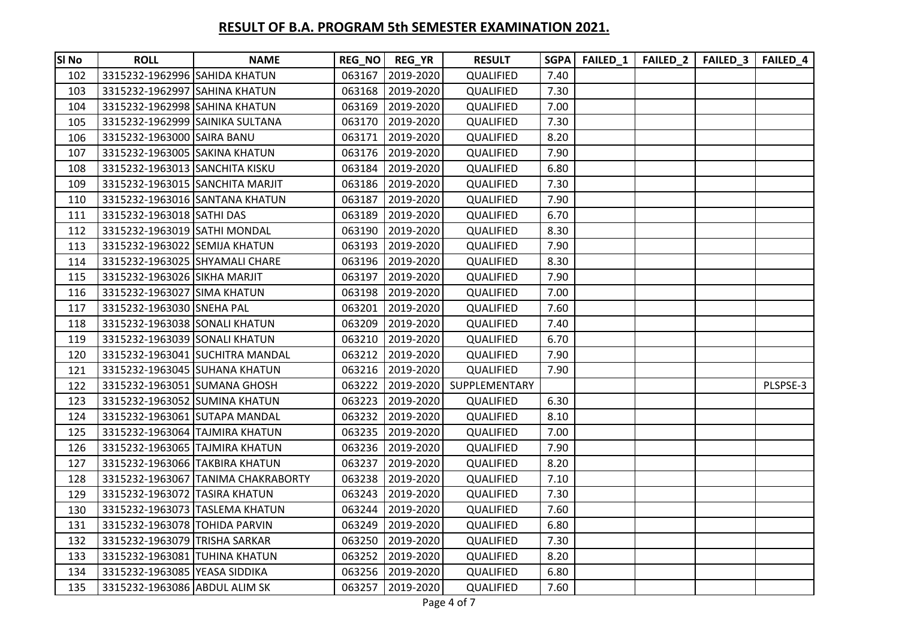## RESULT OF B.A. PROGRAM 5th SEMESTER EXAMINATION 2021.

| Sl No | ROLL | NAME | REG_NO | REG_YR | RESULT | SGPA | FAILED_1 | FAILED_2 | FAILED_3 | FAILED_4 |
|---|---|---|---|---|---|---|---|---|---|---|
| 102 | 3315232-1962996 | SAHIDA KHATUN | 063167 | 2019-2020 | QUALIFIED | 7.40 | | | | |
| 103 | 3315232-1962997 | SAHINA KHATUN | 063168 | 2019-2020 | QUALIFIED | 7.30 | | | | |
| 104 | 3315232-1962998 | SAHINA KHATUN | 063169 | 2019-2020 | QUALIFIED | 7.00 | | | | |
| 105 | 3315232-1962999 | SAINIKA SULTANA | 063170 | 2019-2020 | QUALIFIED | 7.30 | | | | |
| 106 | 3315232-1963000 | SAIRA BANU | 063171 | 2019-2020 | QUALIFIED | 8.20 | | | | |
| 107 | 3315232-1963005 | SAKINA KHATUN | 063176 | 2019-2020 | QUALIFIED | 7.90 | | | | |
| 108 | 3315232-1963013 | SANCHITA KISKU | 063184 | 2019-2020 | QUALIFIED | 6.80 | | | | |
| 109 | 3315232-1963015 | SANCHITA MARJIT | 063186 | 2019-2020 | QUALIFIED | 7.30 | | | | |
| 110 | 3315232-1963016 | SANTANA KHATUN | 063187 | 2019-2020 | QUALIFIED | 7.90 | | | | |
| 111 | 3315232-1963018 | SATHI DAS | 063189 | 2019-2020 | QUALIFIED | 6.70 | | | | |
| 112 | 3315232-1963019 | SATHI MONDAL | 063190 | 2019-2020 | QUALIFIED | 8.30 | | | | |
| 113 | 3315232-1963022 | SEMIJA KHATUN | 063193 | 2019-2020 | QUALIFIED | 7.90 | | | | |
| 114 | 3315232-1963025 | SHYAMALI CHARE | 063196 | 2019-2020 | QUALIFIED | 8.30 | | | | |
| 115 | 3315232-1963026 | SIKHA MARJIT | 063197 | 2019-2020 | QUALIFIED | 7.90 | | | | |
| 116 | 3315232-1963027 | SIMA KHATUN | 063198 | 2019-2020 | QUALIFIED | 7.00 | | | | |
| 117 | 3315232-1963030 | SNEHA PAL | 063201 | 2019-2020 | QUALIFIED | 7.60 | | | | |
| 118 | 3315232-1963038 | SONALI KHATUN | 063209 | 2019-2020 | QUALIFIED | 7.40 | | | | |
| 119 | 3315232-1963039 | SONALI KHATUN | 063210 | 2019-2020 | QUALIFIED | 6.70 | | | | |
| 120 | 3315232-1963041 | SUCHITRA MANDAL | 063212 | 2019-2020 | QUALIFIED | 7.90 | | | | |
| 121 | 3315232-1963045 | SUHANA KHATUN | 063216 | 2019-2020 | QUALIFIED | 7.90 | | | | |
| 122 | 3315232-1963051 | SUMANA GHOSH | 063222 | 2019-2020 | SUPPLEMENTARY | | | | | PLSPSE-3 |
| 123 | 3315232-1963052 | SUMINA KHATUN | 063223 | 2019-2020 | QUALIFIED | 6.30 | | | | |
| 124 | 3315232-1963061 | SUTAPA MANDAL | 063232 | 2019-2020 | QUALIFIED | 8.10 | | | | |
| 125 | 3315232-1963064 | TAJMIRA KHATUN | 063235 | 2019-2020 | QUALIFIED | 7.00 | | | | |
| 126 | 3315232-1963065 | TAJMIRA KHATUN | 063236 | 2019-2020 | QUALIFIED | 7.90 | | | | |
| 127 | 3315232-1963066 | TAKBIRA KHATUN | 063237 | 2019-2020 | QUALIFIED | 8.20 | | | | |
| 128 | 3315232-1963067 | TANIMA CHAKRABORTY | 063238 | 2019-2020 | QUALIFIED | 7.10 | | | | |
| 129 | 3315232-1963072 | TASIRA KHATUN | 063243 | 2019-2020 | QUALIFIED | 7.30 | | | | |
| 130 | 3315232-1963073 | TASLEMA KHATUN | 063244 | 2019-2020 | QUALIFIED | 7.60 | | | | |
| 131 | 3315232-1963078 | TOHIDA PARVIN | 063249 | 2019-2020 | QUALIFIED | 6.80 | | | | |
| 132 | 3315232-1963079 | TRISHA SARKAR | 063250 | 2019-2020 | QUALIFIED | 7.30 | | | | |
| 133 | 3315232-1963081 | TUHINA KHATUN | 063252 | 2019-2020 | QUALIFIED | 8.20 | | | | |
| 134 | 3315232-1963085 | YEASA SIDDIKA | 063256 | 2019-2020 | QUALIFIED | 6.80 | | | | |
| 135 | 3315232-1963086 | ABDUL ALIM SK | 063257 | 2019-2020 | QUALIFIED | 7.60 | | | | |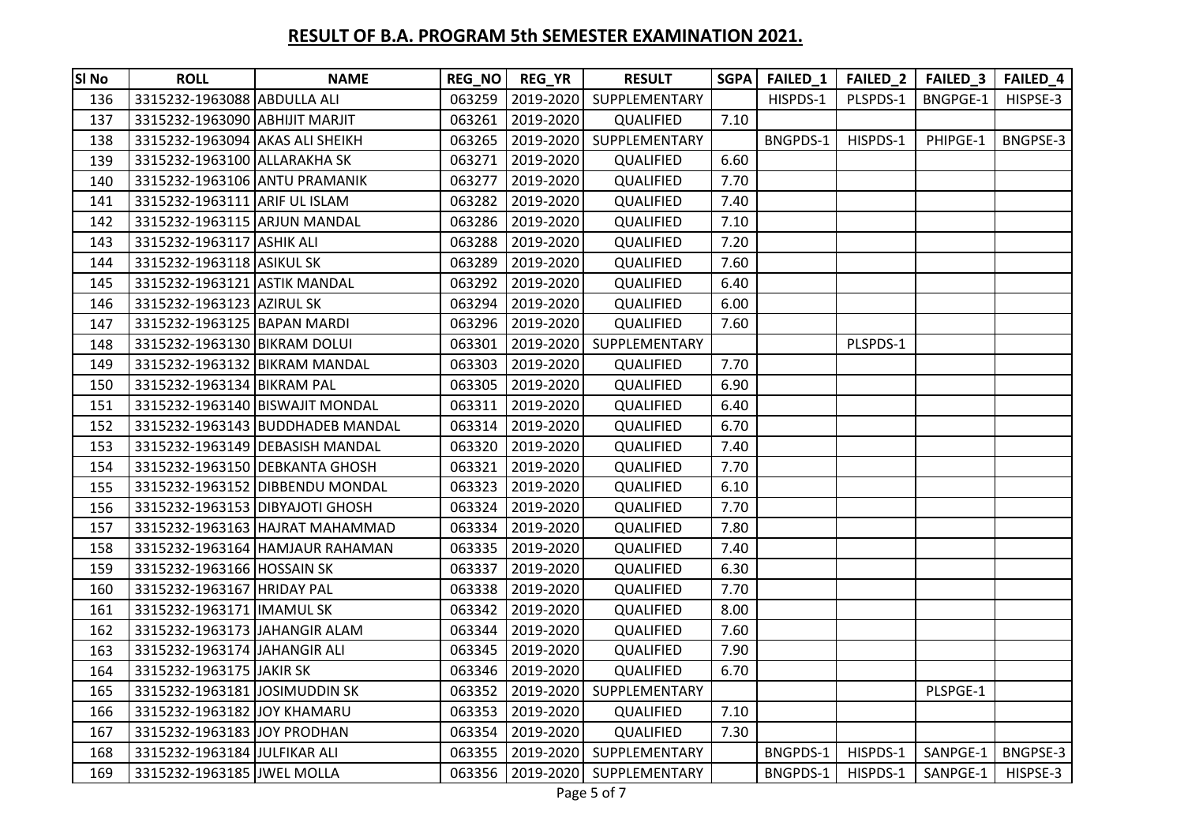## RESULT OF B.A. PROGRAM 5th SEMESTER EXAMINATION 2021.

| Sl No | ROLL | NAME | REG_NO | REG_YR | RESULT | SGPA | FAILED_1 | FAILED_2 | FAILED_3 | FAILED_4 |
|---|---|---|---|---|---|---|---|---|---|---|
| 136 | 3315232-1963088 | ABDULLA ALI | 063259 | 2019-2020 | SUPPLEMENTARY | | HISPDS-1 | PLSPDS-1 | BNGPGE-1 | HISPSE-3 |
| 137 | 3315232-1963090 | ABHIJIT MARJIT | 063261 | 2019-2020 | QUALIFIED | 7.10 | | | | |
| 138 | 3315232-1963094 | AKAS ALI SHEIKH | 063265 | 2019-2020 | SUPPLEMENTARY | | BNGPDS-1 | HISPDS-1 | PHIPGE-1 | BNGPSE-3 |
| 139 | 3315232-1963100 | ALLARAKHA SK | 063271 | 2019-2020 | QUALIFIED | 6.60 | | | | |
| 140 | 3315232-1963106 | ANTU PRAMANIK | 063277 | 2019-2020 | QUALIFIED | 7.70 | | | | |
| 141 | 3315232-1963111 | ARIF UL ISLAM | 063282 | 2019-2020 | QUALIFIED | 7.40 | | | | |
| 142 | 3315232-1963115 | ARJUN MANDAL | 063286 | 2019-2020 | QUALIFIED | 7.10 | | | | |
| 143 | 3315232-1963117 | ASHIK ALI | 063288 | 2019-2020 | QUALIFIED | 7.20 | | | | |
| 144 | 3315232-1963118 | ASIKUL SK | 063289 | 2019-2020 | QUALIFIED | 7.60 | | | | |
| 145 | 3315232-1963121 | ASTIK MANDAL | 063292 | 2019-2020 | QUALIFIED | 6.40 | | | | |
| 146 | 3315232-1963123 | AZIRUL SK | 063294 | 2019-2020 | QUALIFIED | 6.00 | | | | |
| 147 | 3315232-1963125 | BAPAN MARDI | 063296 | 2019-2020 | QUALIFIED | 7.60 | | | | |
| 148 | 3315232-1963130 | BIKRAM DOLUI | 063301 | 2019-2020 | SUPPLEMENTARY | | | PLSPDS-1 | | |
| 149 | 3315232-1963132 | BIKRAM MANDAL | 063303 | 2019-2020 | QUALIFIED | 7.70 | | | | |
| 150 | 3315232-1963134 | BIKRAM PAL | 063305 | 2019-2020 | QUALIFIED | 6.90 | | | | |
| 151 | 3315232-1963140 | BISWAJIT MONDAL | 063311 | 2019-2020 | QUALIFIED | 6.40 | | | | |
| 152 | 3315232-1963143 | BUDDHADEB MANDAL | 063314 | 2019-2020 | QUALIFIED | 6.70 | | | | |
| 153 | 3315232-1963149 | DEBASISH MANDAL | 063320 | 2019-2020 | QUALIFIED | 7.40 | | | | |
| 154 | 3315232-1963150 | DEBKANTA GHOSH | 063321 | 2019-2020 | QUALIFIED | 7.70 | | | | |
| 155 | 3315232-1963152 | DIBBENDU MONDAL | 063323 | 2019-2020 | QUALIFIED | 6.10 | | | | |
| 156 | 3315232-1963153 | DIBYAJOTI GHOSH | 063324 | 2019-2020 | QUALIFIED | 7.70 | | | | |
| 157 | 3315232-1963163 | HAJRAT MAHAMMAD | 063334 | 2019-2020 | QUALIFIED | 7.80 | | | | |
| 158 | 3315232-1963164 | HAMJAUR RAHAMAN | 063335 | 2019-2020 | QUALIFIED | 7.40 | | | | |
| 159 | 3315232-1963166 | HOSSAIN SK | 063337 | 2019-2020 | QUALIFIED | 6.30 | | | | |
| 160 | 3315232-1963167 | HRIDAY PAL | 063338 | 2019-2020 | QUALIFIED | 7.70 | | | | |
| 161 | 3315232-1963171 | IMAMUL SK | 063342 | 2019-2020 | QUALIFIED | 8.00 | | | | |
| 162 | 3315232-1963173 | JAHANGIR ALAM | 063344 | 2019-2020 | QUALIFIED | 7.60 | | | | |
| 163 | 3315232-1963174 | JAHANGIR ALI | 063345 | 2019-2020 | QUALIFIED | 7.90 | | | | |
| 164 | 3315232-1963175 | JAKIR SK | 063346 | 2019-2020 | QUALIFIED | 6.70 | | | | |
| 165 | 3315232-1963181 | JOSIMUDDIN SK | 063352 | 2019-2020 | SUPPLEMENTARY | | | | PLSPGE-1 | |
| 166 | 3315232-1963182 | JOY KHAMARU | 063353 | 2019-2020 | QUALIFIED | 7.10 | | | | |
| 167 | 3315232-1963183 | JOY PRODHAN | 063354 | 2019-2020 | QUALIFIED | 7.30 | | | | |
| 168 | 3315232-1963184 | JULFIKAR ALI | 063355 | 2019-2020 | SUPPLEMENTARY | | BNGPDS-1 | HISPDS-1 | SANPGE-1 | BNGPSE-3 |
| 169 | 3315232-1963185 | JWEL MOLLA | 063356 | 2019-2020 | SUPPLEMENTARY | | BNGPDS-1 | HISPDS-1 | SANPGE-1 | HISPSE-3 |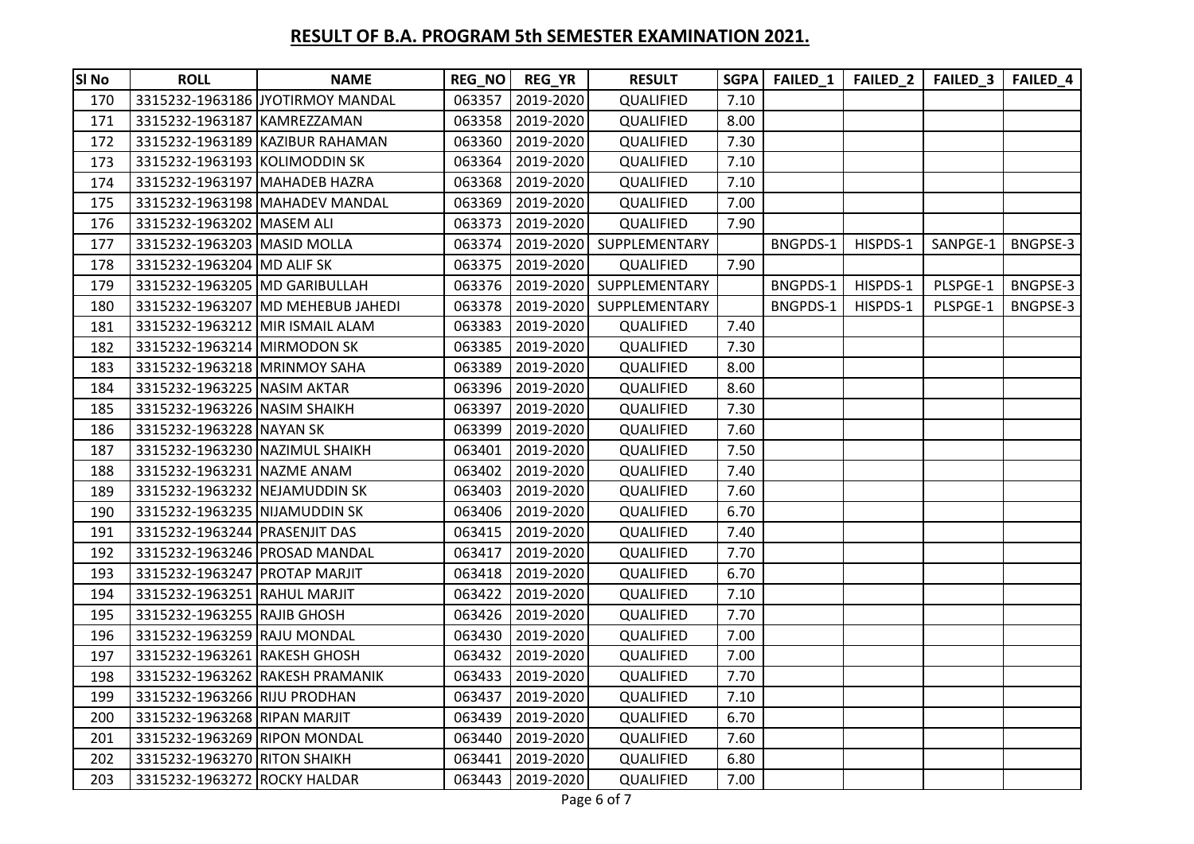## RESULT OF B.A. PROGRAM 5th SEMESTER EXAMINATION 2021.

| Sl No | ROLL | NAME | REG_NO | REG_YR | RESULT | SGPA | FAILED_1 | FAILED_2 | FAILED_3 | FAILED_4 |
|---|---|---|---|---|---|---|---|---|---|---|
| 170 | 3315232-1963186 | JYOTIRMOY MANDAL | 063357 | 2019-2020 | QUALIFIED | 7.10 | | | | |
| 171 | 3315232-1963187 | KAMREZZAMAN | 063358 | 2019-2020 | QUALIFIED | 8.00 | | | | |
| 172 | 3315232-1963189 | KAZIBUR RAHAMAN | 063360 | 2019-2020 | QUALIFIED | 7.30 | | | | |
| 173 | 3315232-1963193 | KOLIMODDIN SK | 063364 | 2019-2020 | QUALIFIED | 7.10 | | | | |
| 174 | 3315232-1963197 | MAHADEB HAZRA | 063368 | 2019-2020 | QUALIFIED | 7.10 | | | | |
| 175 | 3315232-1963198 | MAHADEV MANDAL | 063369 | 2019-2020 | QUALIFIED | 7.00 | | | | |
| 176 | 3315232-1963202 | MASEM ALI | 063373 | 2019-2020 | QUALIFIED | 7.90 | | | | |
| 177 | 3315232-1963203 | MASID MOLLA | 063374 | 2019-2020 | SUPPLEMENTARY | | BNGPDS-1 | HISPDS-1 | SANPGE-1 | BNGPSE-3 |
| 178 | 3315232-1963204 | MD ALIF SK | 063375 | 2019-2020 | QUALIFIED | 7.90 | | | | |
| 179 | 3315232-1963205 | MD GARIBULLAH | 063376 | 2019-2020 | SUPPLEMENTARY | | BNGPDS-1 | HISPDS-1 | PLSPGE-1 | BNGPSE-3 |
| 180 | 3315232-1963207 | MD MEHEBUB JAHEDI | 063378 | 2019-2020 | SUPPLEMENTARY | | BNGPDS-1 | HISPDS-1 | PLSPGE-1 | BNGPSE-3 |
| 181 | 3315232-1963212 | MIR ISMAIL ALAM | 063383 | 2019-2020 | QUALIFIED | 7.40 | | | | |
| 182 | 3315232-1963214 | MIRMODON SK | 063385 | 2019-2020 | QUALIFIED | 7.30 | | | | |
| 183 | 3315232-1963218 | MRINMOY SAHA | 063389 | 2019-2020 | QUALIFIED | 8.00 | | | | |
| 184 | 3315232-1963225 | NASIM AKTAR | 063396 | 2019-2020 | QUALIFIED | 8.60 | | | | |
| 185 | 3315232-1963226 | NASIM SHAIKH | 063397 | 2019-2020 | QUALIFIED | 7.30 | | | | |
| 186 | 3315232-1963228 | NAYAN SK | 063399 | 2019-2020 | QUALIFIED | 7.60 | | | | |
| 187 | 3315232-1963230 | NAZIMUL SHAIKH | 063401 | 2019-2020 | QUALIFIED | 7.50 | | | | |
| 188 | 3315232-1963231 | NAZME ANAM | 063402 | 2019-2020 | QUALIFIED | 7.40 | | | | |
| 189 | 3315232-1963232 | NEJAMUDDIN SK | 063403 | 2019-2020 | QUALIFIED | 7.60 | | | | |
| 190 | 3315232-1963235 | NIJAMUDDIN SK | 063406 | 2019-2020 | QUALIFIED | 6.70 | | | | |
| 191 | 3315232-1963244 | PRASENJIT DAS | 063415 | 2019-2020 | QUALIFIED | 7.40 | | | | |
| 192 | 3315232-1963246 | PROSAD MANDAL | 063417 | 2019-2020 | QUALIFIED | 7.70 | | | | |
| 193 | 3315232-1963247 | PROTAP MARJIT | 063418 | 2019-2020 | QUALIFIED | 6.70 | | | | |
| 194 | 3315232-1963251 | RAHUL MARJIT | 063422 | 2019-2020 | QUALIFIED | 7.10 | | | | |
| 195 | 3315232-1963255 | RAJIB GHOSH | 063426 | 2019-2020 | QUALIFIED | 7.70 | | | | |
| 196 | 3315232-1963259 | RAJU MONDAL | 063430 | 2019-2020 | QUALIFIED | 7.00 | | | | |
| 197 | 3315232-1963261 | RAKESH GHOSH | 063432 | 2019-2020 | QUALIFIED | 7.00 | | | | |
| 198 | 3315232-1963262 | RAKESH PRAMANIK | 063433 | 2019-2020 | QUALIFIED | 7.70 | | | | |
| 199 | 3315232-1963266 | RIJU PRODHAN | 063437 | 2019-2020 | QUALIFIED | 7.10 | | | | |
| 200 | 3315232-1963268 | RIPAN MARJIT | 063439 | 2019-2020 | QUALIFIED | 6.70 | | | | |
| 201 | 3315232-1963269 | RIPON MONDAL | 063440 | 2019-2020 | QUALIFIED | 7.60 | | | | |
| 202 | 3315232-1963270 | RITON SHAIKH | 063441 | 2019-2020 | QUALIFIED | 6.80 | | | | |
| 203 | 3315232-1963272 | ROCKY HALDAR | 063443 | 2019-2020 | QUALIFIED | 7.00 | | | | |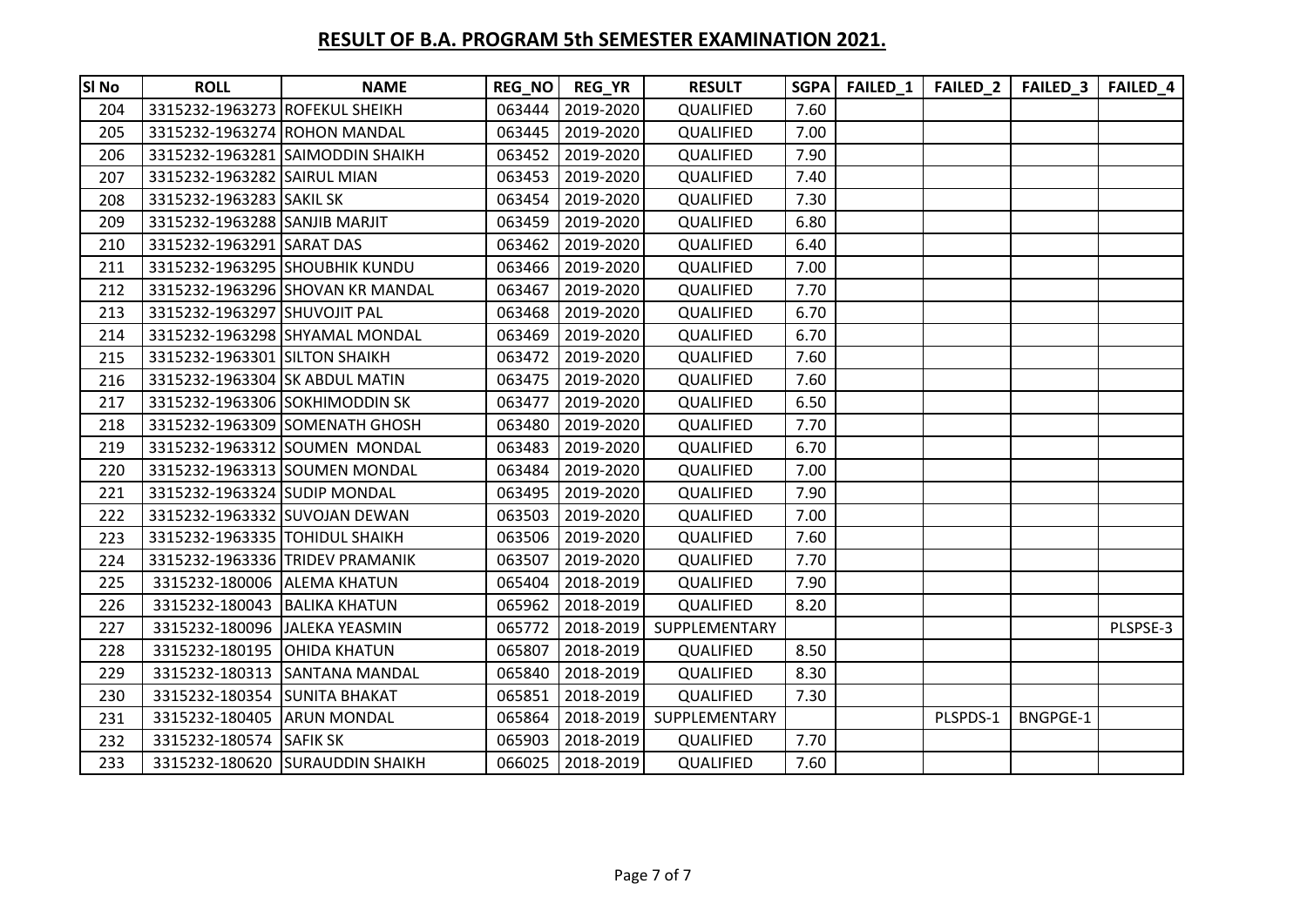## RESULT OF B.A. PROGRAM 5th SEMESTER EXAMINATION 2021.

| Sl No | ROLL | NAME | REG_NO | REG_YR | RESULT | SGPA | FAILED_1 | FAILED_2 | FAILED_3 | FAILED_4 |
|---|---|---|---|---|---|---|---|---|---|---|
| 204 | 3315232-1963273 | ROFEKUL SHEIKH | 063444 | 2019-2020 | QUALIFIED | 7.60 | | | | |
| 205 | 3315232-1963274 | ROHON MANDAL | 063445 | 2019-2020 | QUALIFIED | 7.00 | | | | |
| 206 | 3315232-1963281 | SAIMODDIN SHAIKH | 063452 | 2019-2020 | QUALIFIED | 7.90 | | | | |
| 207 | 3315232-1963282 | SAIRUL MIAN | 063453 | 2019-2020 | QUALIFIED | 7.40 | | | | |
| 208 | 3315232-1963283 | SAKIL SK | 063454 | 2019-2020 | QUALIFIED | 7.30 | | | | |
| 209 | 3315232-1963288 | SANJIB MARJIT | 063459 | 2019-2020 | QUALIFIED | 6.80 | | | | |
| 210 | 3315232-1963291 | SARAT DAS | 063462 | 2019-2020 | QUALIFIED | 6.40 | | | | |
| 211 | 3315232-1963295 | SHOUBHIK KUNDU | 063466 | 2019-2020 | QUALIFIED | 7.00 | | | | |
| 212 | 3315232-1963296 | SHOVAN KR MANDAL | 063467 | 2019-2020 | QUALIFIED | 7.70 | | | | |
| 213 | 3315232-1963297 | SHUVOJIT PAL | 063468 | 2019-2020 | QUALIFIED | 6.70 | | | | |
| 214 | 3315232-1963298 | SHYAMAL MONDAL | 063469 | 2019-2020 | QUALIFIED | 6.70 | | | | |
| 215 | 3315232-1963301 | SILTON SHAIKH | 063472 | 2019-2020 | QUALIFIED | 7.60 | | | | |
| 216 | 3315232-1963304 | SK ABDUL MATIN | 063475 | 2019-2020 | QUALIFIED | 7.60 | | | | |
| 217 | 3315232-1963306 | SOKHIMODDIN SK | 063477 | 2019-2020 | QUALIFIED | 6.50 | | | | |
| 218 | 3315232-1963309 | SOMENATH GHOSH | 063480 | 2019-2020 | QUALIFIED | 7.70 | | | | |
| 219 | 3315232-1963312 | SOUMEN  MONDAL | 063483 | 2019-2020 | QUALIFIED | 6.70 | | | | |
| 220 | 3315232-1963313 | SOUMEN MONDAL | 063484 | 2019-2020 | QUALIFIED | 7.00 | | | | |
| 221 | 3315232-1963324 | SUDIP MONDAL | 063495 | 2019-2020 | QUALIFIED | 7.90 | | | | |
| 222 | 3315232-1963332 | SUVOJAN DEWAN | 063503 | 2019-2020 | QUALIFIED | 7.00 | | | | |
| 223 | 3315232-1963335 | TOHIDUL SHAIKH | 063506 | 2019-2020 | QUALIFIED | 7.60 | | | | |
| 224 | 3315232-1963336 | TRIDEV PRAMANIK | 063507 | 2019-2020 | QUALIFIED | 7.70 | | | | |
| 225 | 3315232-180006 | ALEMA KHATUN | 065404 | 2018-2019 | QUALIFIED | 7.90 | | | | |
| 226 | 3315232-180043 | BALIKA KHATUN | 065962 | 2018-2019 | QUALIFIED | 8.20 | | | | |
| 227 | 3315232-180096 | JALEKA YEASMIN | 065772 | 2018-2019 | SUPPLEMENTARY | | | | | PLSPSE-3 |
| 228 | 3315232-180195 | OHIDA KHATUN | 065807 | 2018-2019 | QUALIFIED | 8.50 | | | | |
| 229 | 3315232-180313 | SANTANA MANDAL | 065840 | 2018-2019 | QUALIFIED | 8.30 | | | | |
| 230 | 3315232-180354 | SUNITA BHAKAT | 065851 | 2018-2019 | QUALIFIED | 7.30 | | | | |
| 231 | 3315232-180405 | ARUN MONDAL | 065864 | 2018-2019 | SUPPLEMENTARY | | | PLSPDS-1 | BNGPGE-1 | |
| 232 | 3315232-180574 | SAFIK SK | 065903 | 2018-2019 | QUALIFIED | 7.70 | | | | |
| 233 | 3315232-180620 | SURAUDDIN SHAIKH | 066025 | 2018-2019 | QUALIFIED | 7.60 | | | | |